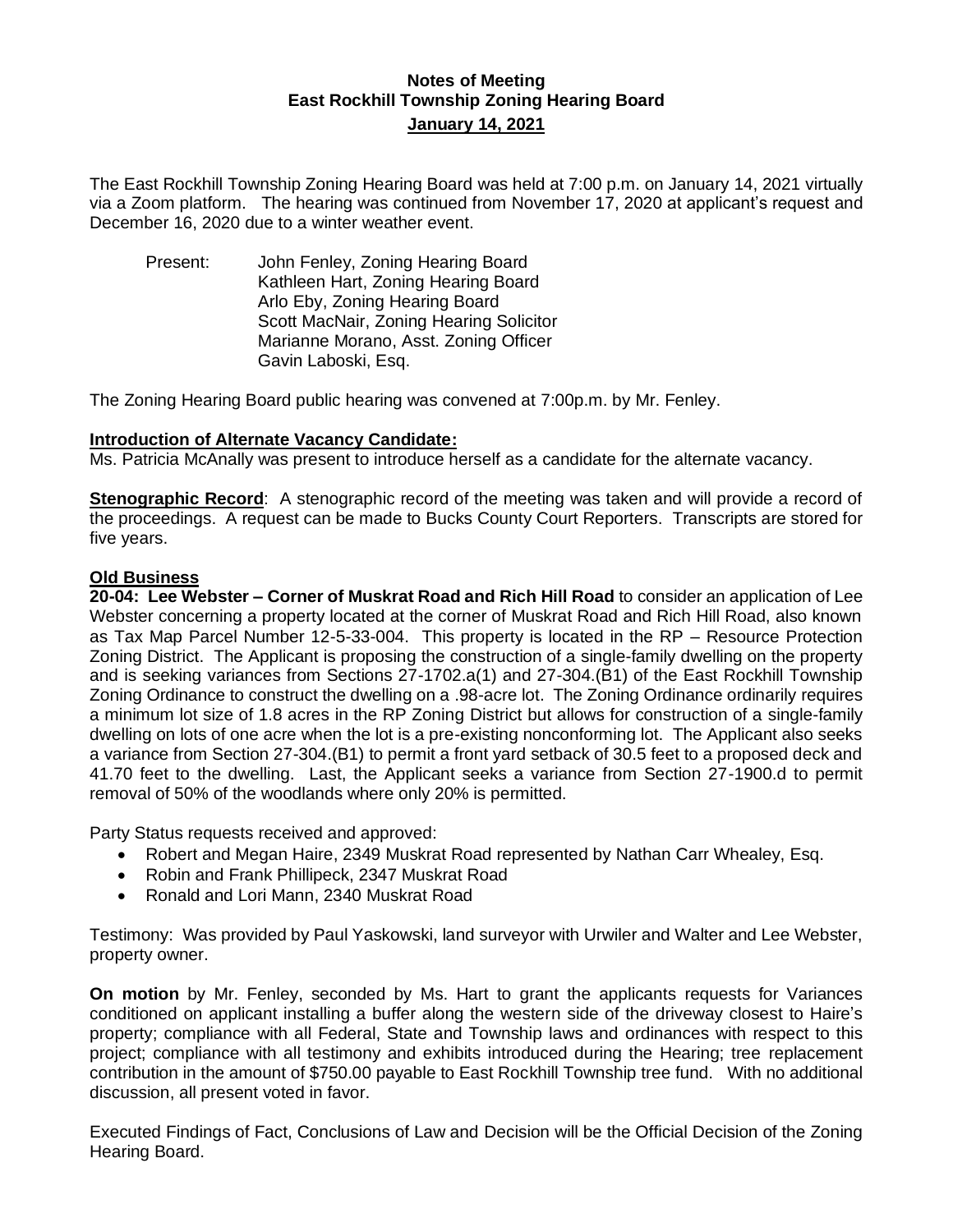**Notes of Meeting**
**East Rockhill Township Zoning Hearing Board**
**January 14, 2021**

The East Rockhill Township Zoning Hearing Board was held at 7:00 p.m. on January 14, 2021 virtually via a Zoom platform. The hearing was continued from November 17, 2020 at applicant's request and December 16, 2020 due to a winter weather event.

Present:
- John Fenley, Zoning Hearing Board
- Kathleen Hart, Zoning Hearing Board
- Arlo Eby, Zoning Hearing Board
- Scott MacNair, Zoning Hearing Solicitor
- Marianne Morano, Asst. Zoning Officer
- Gavin Laboski, Esq.

The Zoning Hearing Board public hearing was convened at 7:00p.m. by Mr. Fenley.

**Introduction of Alternate Vacancy Candidate:**
Ms. Patricia McAnally was present to introduce herself as a candidate for the alternate vacancy.

**Stenographic Record**: A stenographic record of the meeting was taken and will provide a record of the proceedings. A request can be made to Bucks County Court Reporters. Transcripts are stored for five years.

**Old Business**
**20-04: Lee Webster – Corner of Muskrat Road and Rich Hill Road** to consider an application of Lee Webster concerning a property located at the corner of Muskrat Road and Rich Hill Road, also known as Tax Map Parcel Number 12-5-33-004. This property is located in the RP – Resource Protection Zoning District. The Applicant is proposing the construction of a single-family dwelling on the property and is seeking variances from Sections 27-1702.a(1) and 27-304.(B1) of the East Rockhill Township Zoning Ordinance to construct the dwelling on a .98-acre lot. The Zoning Ordinance ordinarily requires a minimum lot size of 1.8 acres in the RP Zoning District but allows for construction of a single-family dwelling on lots of one acre when the lot is a pre-existing nonconforming lot. The Applicant also seeks a variance from Section 27-304.(B1) to permit a front yard setback of 30.5 feet to a proposed deck and 41.70 feet to the dwelling. Last, the Applicant seeks a variance from Section 27-1900.d to permit removal of 50% of the woodlands where only 20% is permitted.

Party Status requests received and approved:

- Robert and Megan Haire, 2349 Muskrat Road represented by Nathan Carr Whealey, Esq.
- Robin and Frank Phillipeck, 2347 Muskrat Road
- Ronald and Lori Mann, 2340 Muskrat Road

Testimony: Was provided by Paul Yaskowski, land surveyor with Urwiler and Walter and Lee Webster, property owner.

**On motion** by Mr. Fenley, seconded by Ms. Hart to grant the applicants requests for Variances conditioned on applicant installing a buffer along the western side of the driveway closest to Haire's property; compliance with all Federal, State and Township laws and ordinances with respect to this project; compliance with all testimony and exhibits introduced during the Hearing; tree replacement contribution in the amount of $750.00 payable to East Rockhill Township tree fund. With no additional discussion, all present voted in favor.

Executed Findings of Fact, Conclusions of Law and Decision will be the Official Decision of the Zoning Hearing Board.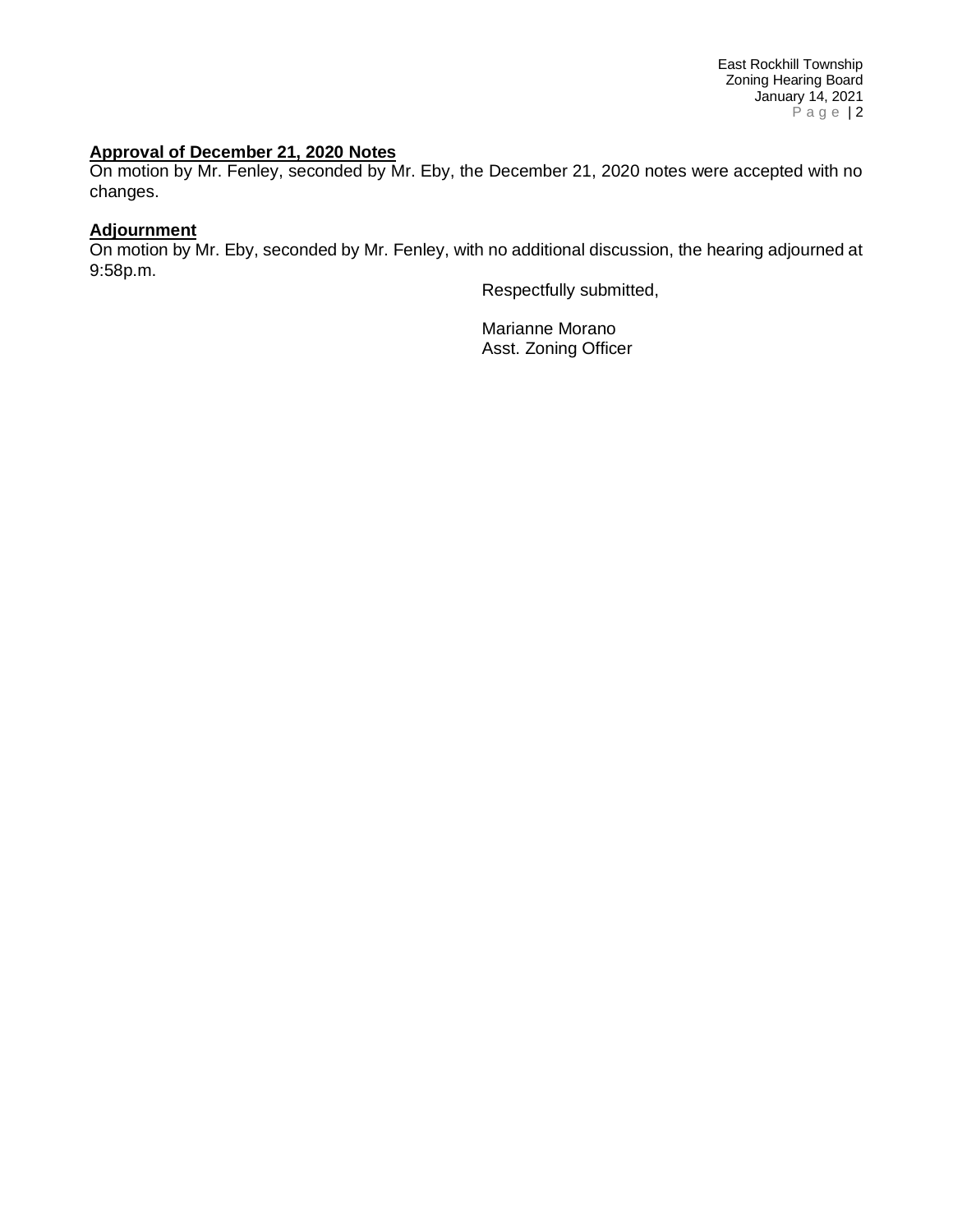**Approval of December 21, 2020 Notes**

On motion by Mr. Fenley, seconded by Mr. Eby, the December 21, 2020 notes were accepted with no changes.

**Adjournment**

On motion by Mr. Eby, seconded by Mr. Fenley, with no additional discussion, the hearing adjourned at 9:58p.m.

Respectfully submitted,

Marianne Morano
Asst. Zoning Officer